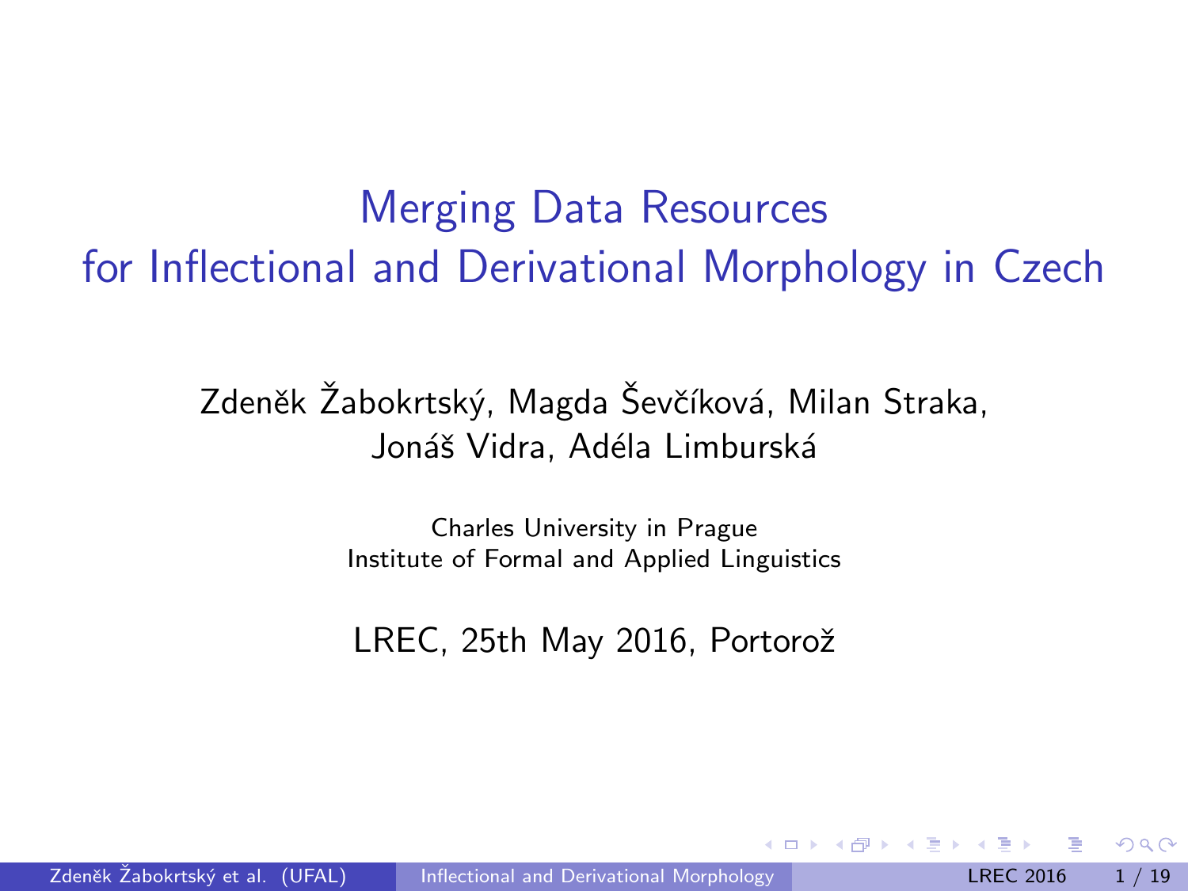# Merging Data Resources for Inflectional and Derivational Morphology in Czech

Zdeněk Žabokrtský, Magda Ševčíková, Milan Straka, Jonáš Vidra, Adéla Limburská

Charles University in Prague
Institute of Formal and Applied Linguistics

LREC, 25th May 2016, Portorož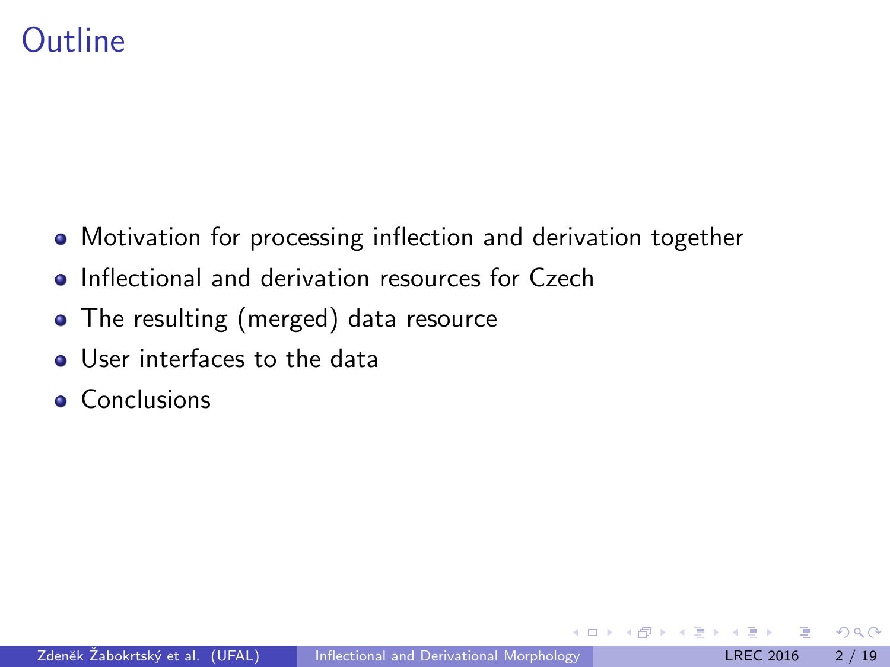# Outline

- Motivation for processing inflection and derivation together
- Inflectional and derivation resources for Czech
- The resulting (merged) data resource
- User interfaces to the data
- Conclusions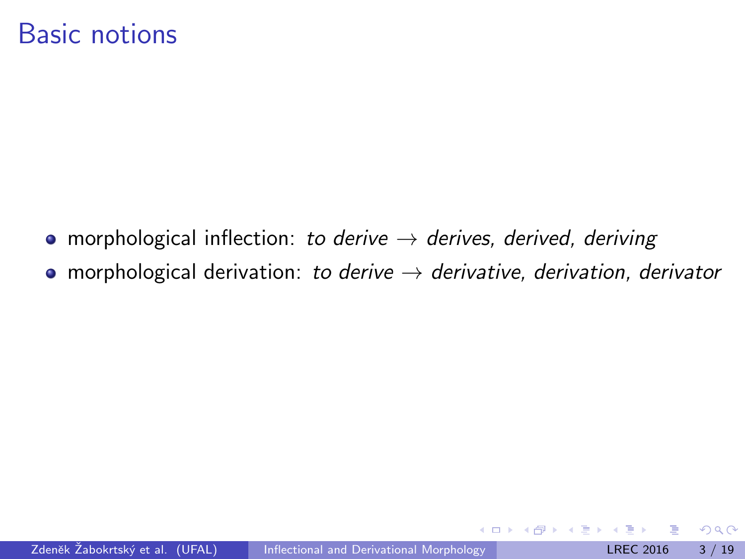# Basic notions

- morphological inflection: *to derive* → *derives, derived, deriving*
- morphological derivation: *to derive* → *derivative, derivation, derivator*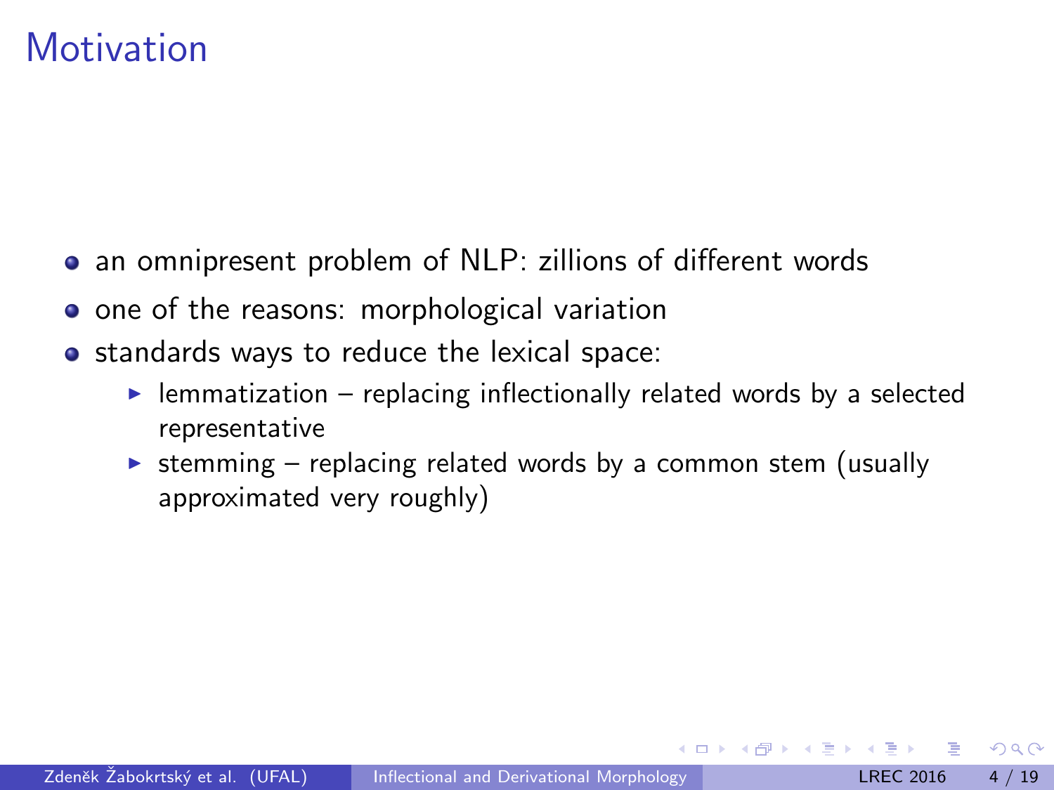# Motivation

- an omnipresent problem of NLP: zillions of different words
- one of the reasons: morphological variation
- standards ways to reduce the lexical space:
  - lemmatization – replacing inflectionally related words by a selected representative
  - stemming – replacing related words by a common stem (usually approximated very roughly)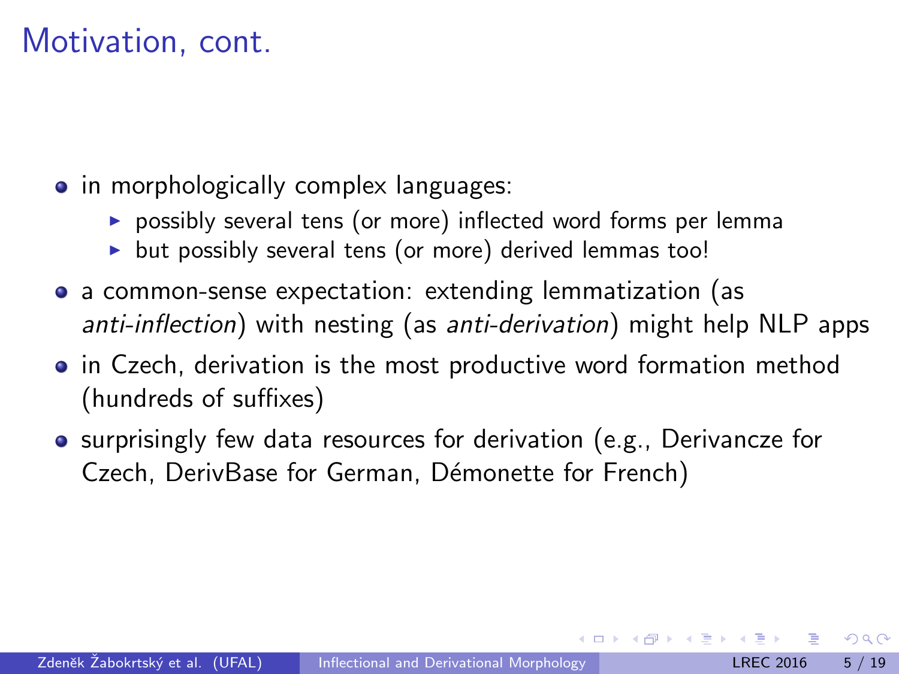# Motivation, cont.

- in morphologically complex languages:
  - possibly several tens (or more) inflected word forms per lemma
  - but possibly several tens (or more) derived lemmas too!
- a common-sense expectation: extending lemmatization (as *anti-inflection*) with nesting (as *anti-derivation*) might help NLP apps
- in Czech, derivation is the most productive word formation method (hundreds of suffixes)
- surprisingly few data resources for derivation (e.g., Derivancze for Czech, DerivBase for German, Démonette for French)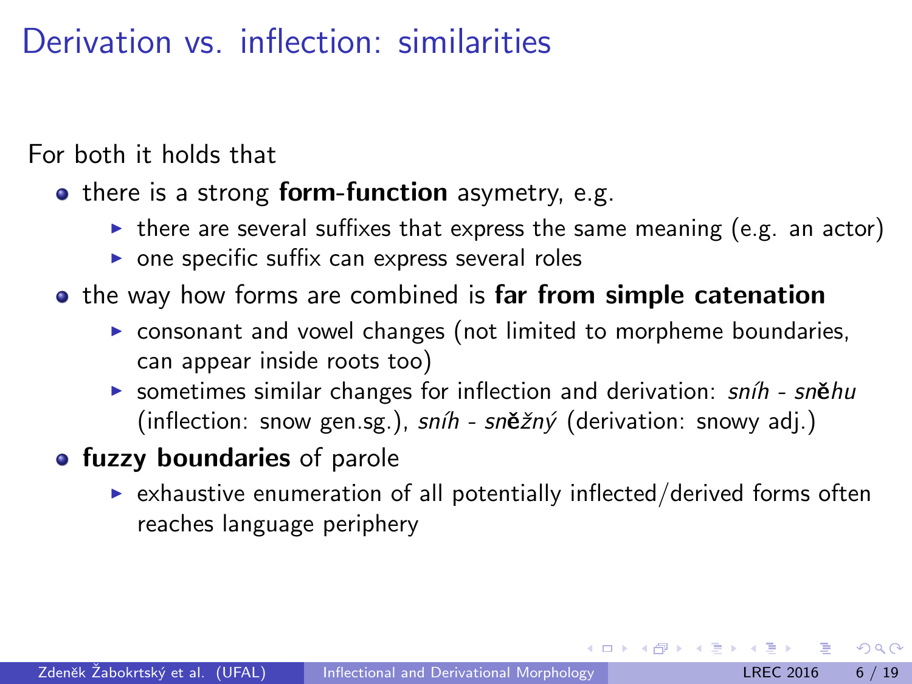# Derivation vs. inflection: similarities

For both it holds that

- there is a strong **form-function** asymetry, e.g.
  - there are several suffixes that express the same meaning (e.g. an actor)
  - one specific suffix can express several roles
- the way how forms are combined is **far from simple catenation**
  - consonant and vowel changes (not limited to morpheme boundaries, can appear inside roots too)
  - sometimes similar changes for inflection and derivation: *sníh* - *sn***ě***hu* (inflection: snow gen.sg.), *sníh* - *sn***ě***žný* (derivation: snowy adj.)
- **fuzzy boundaries** of parole
  - exhaustive enumeration of all potentially inflected/derived forms often reaches language periphery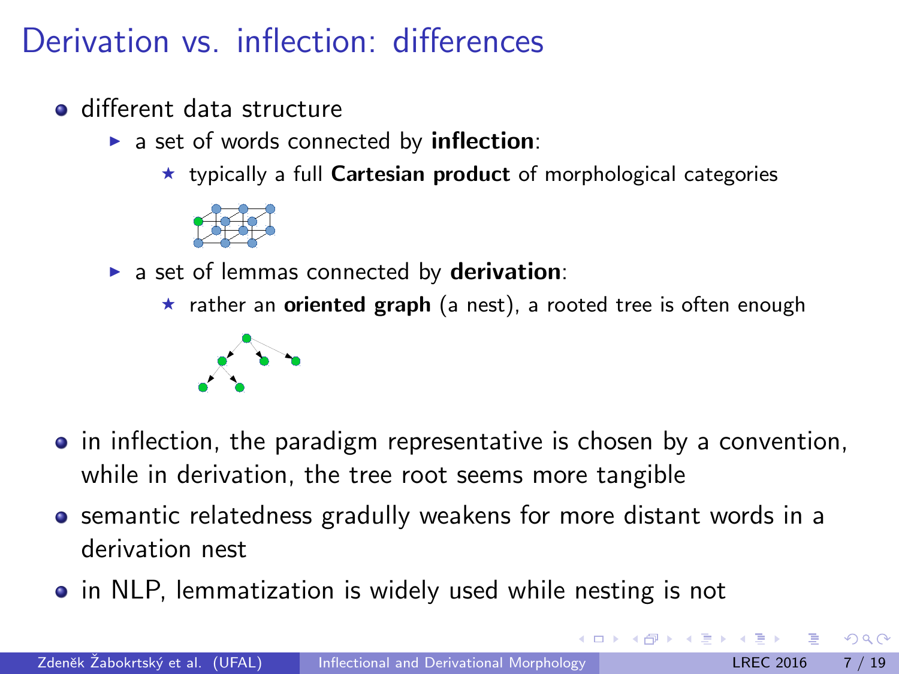# Derivation vs. inflection: differences

- different data structure
  - a set of words connected by **inflection**:
    - typically a full **Cartesian product** of morphological categories
  - a set of lemmas connected by **derivation**:
    - rather an **oriented graph** (a nest), a rooted tree is often enough
- in inflection, the paradigm representative is chosen by a convention, while in derivation, the tree root seems more tangible
- semantic relatedness gradully weakens for more distant words in a derivation nest
- in NLP, lemmatization is widely used while nesting is not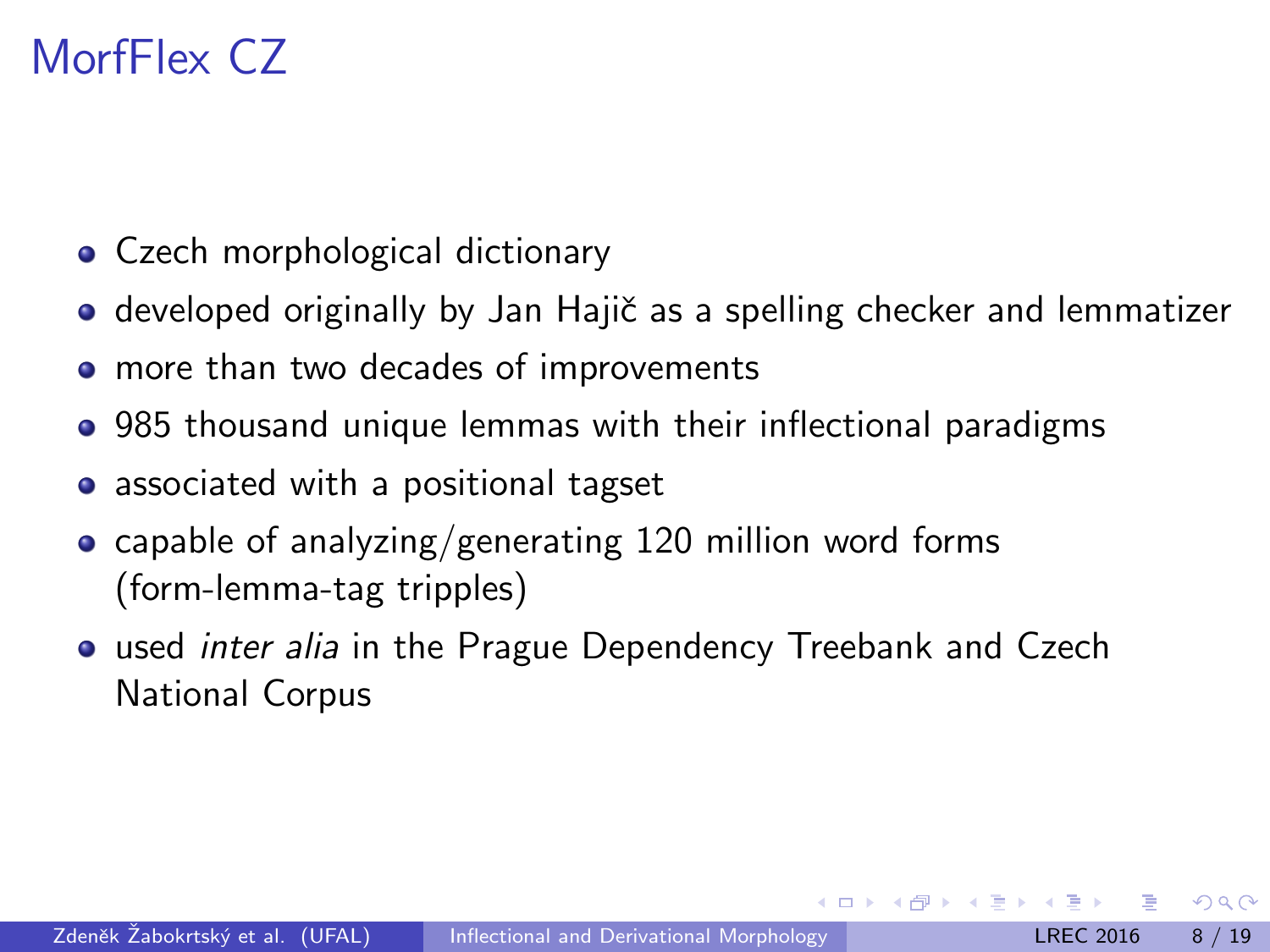# MorfFlex CZ

- Czech morphological dictionary
- developed originally by Jan Hajič as a spelling checker and lemmatizer
- more than two decades of improvements
- 985 thousand unique lemmas with their inflectional paradigms
- associated with a positional tagset
- capable of analyzing/generating 120 million word forms (form-lemma-tag tripples)
- used *inter alia* in the Prague Dependency Treebank and Czech National Corpus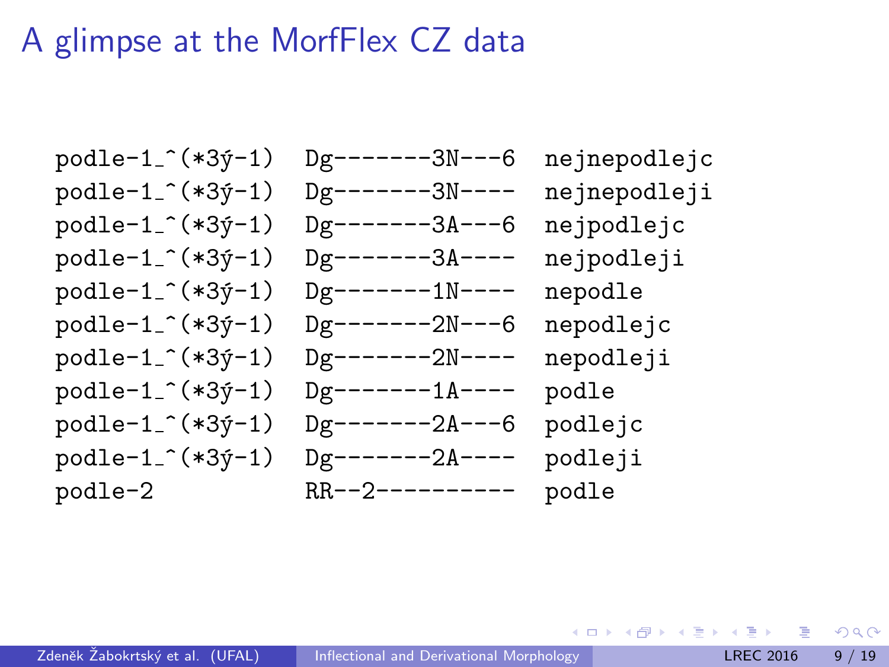# A glimpse at the MorfFlex CZ data

```
podle-1_^(*3ý-1)  Dg-------3N---6  nejnepodlejc
podle-1_^(*3ý-1)  Dg-------3N----  nejnepodleji
podle-1_^(*3ý-1)  Dg-------3A---6  nejpodlejc
podle-1_^(*3ý-1)  Dg-------3A----  nejpodleji
podle-1_^(*3ý-1)  Dg-------1N----  nepodle
podle-1_^(*3ý-1)  Dg-------2N---6  nepodlejc
podle-1_^(*3ý-1)  Dg-------2N----  nepodleji
podle-1_^(*3ý-1)  Dg-------1A----  podle
podle-1_^(*3ý-1)  Dg-------2A---6  podlejc
podle-1_^(*3ý-1)  Dg-------2A----  podleji
podle-2           RR--2----------  podle
```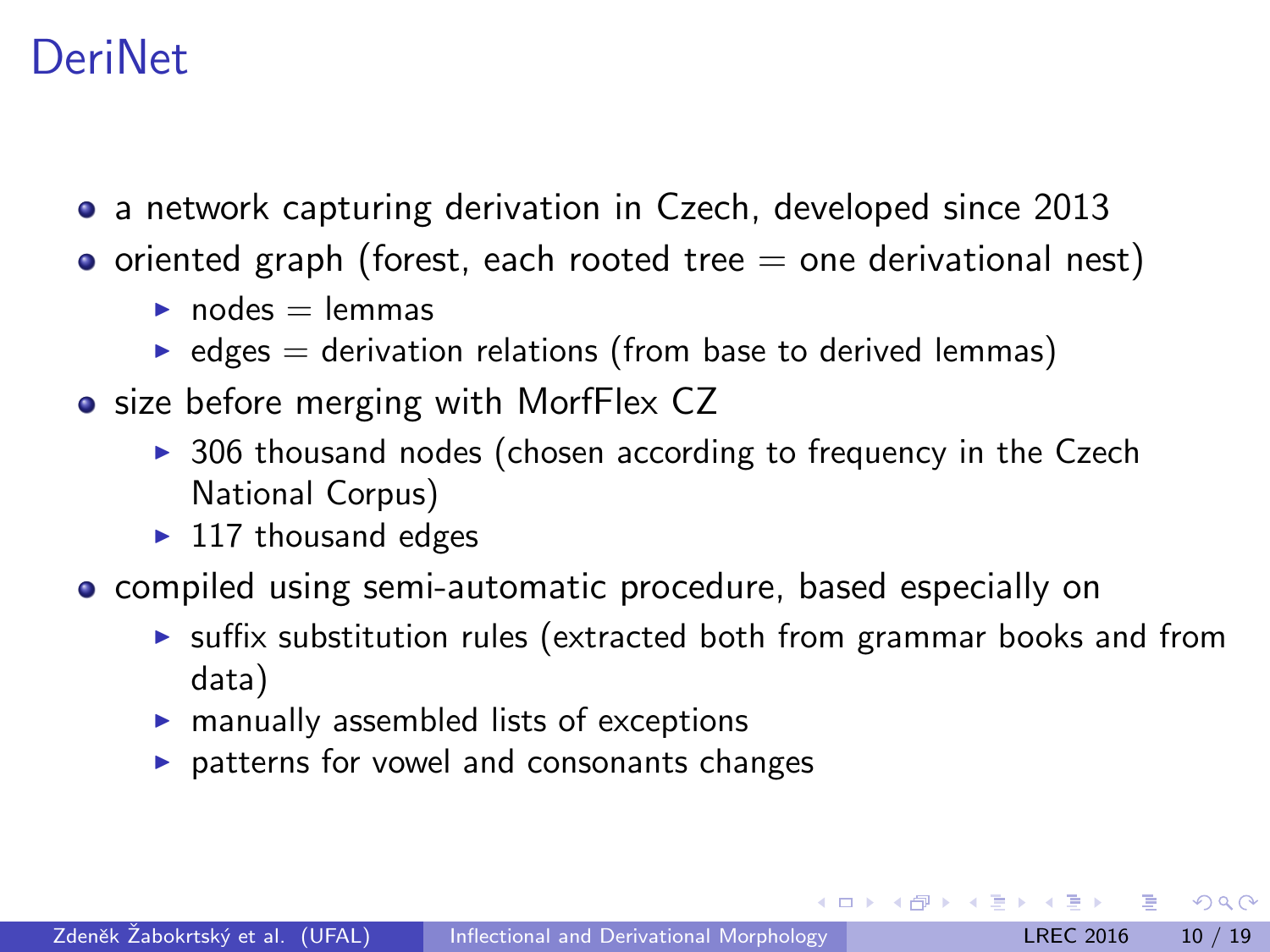# DeriNet

- a network capturing derivation in Czech, developed since 2013
- oriented graph (forest, each rooted tree = one derivational nest)
  - nodes = lemmas
  - edges = derivation relations (from base to derived lemmas)
- size before merging with MorfFlex CZ
  - 306 thousand nodes (chosen according to frequency in the Czech National Corpus)
  - 117 thousand edges
- compiled using semi-automatic procedure, based especially on
  - suffix substitution rules (extracted both from grammar books and from data)
  - manually assembled lists of exceptions
  - patterns for vowel and consonants changes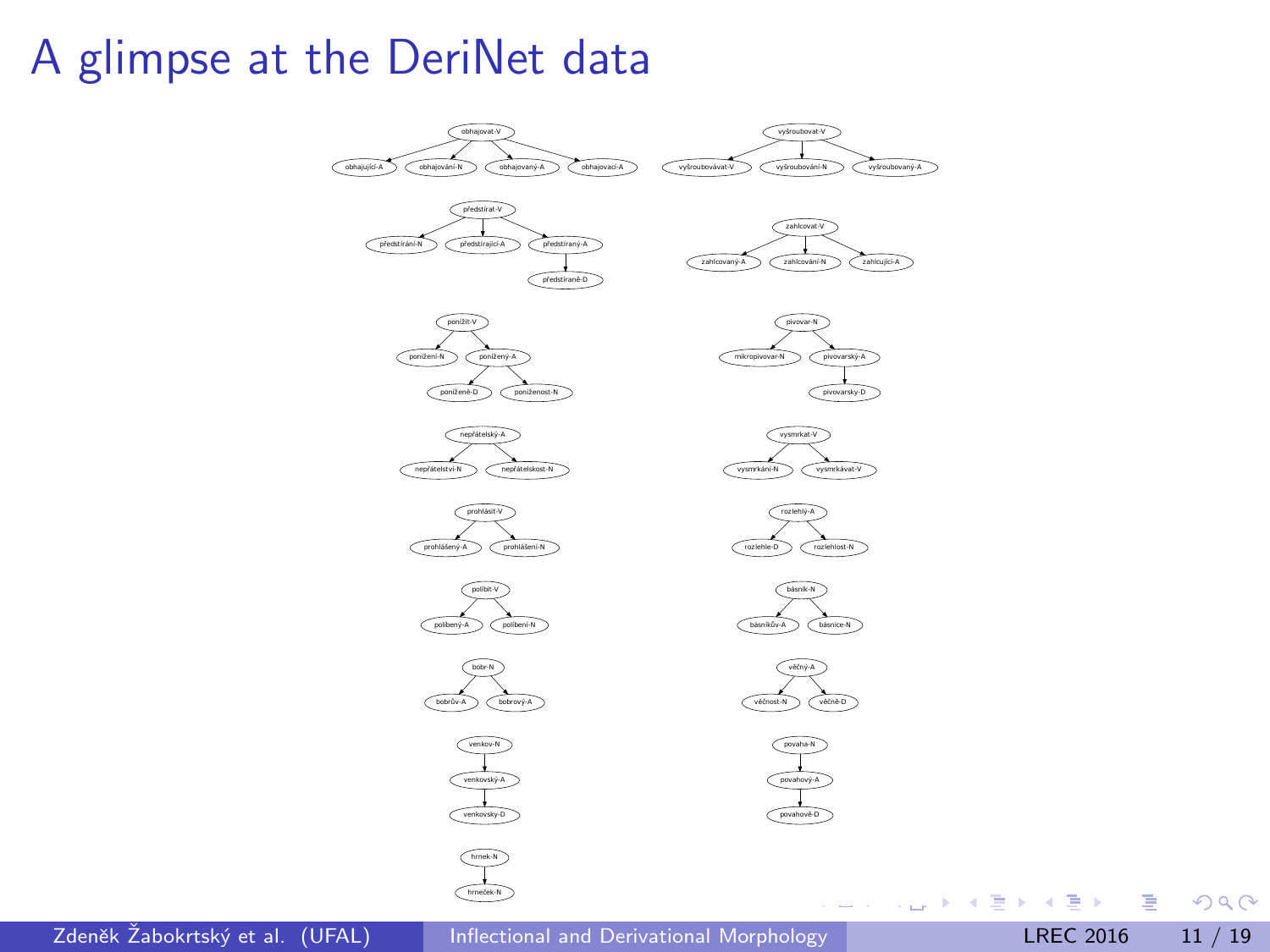# A glimpse at the DeriNet data

- obhajovat-V
  - obhajující-A
  - obhajování-N
  - obhajovaný-A
  - obhajovací-A
- vyšroubovat-V
  - vyšroubovávat-V
  - vyšroubování-N
  - vyšroubovaný-A
- předstírat-V
  - předstírání-N
  - předstírající-A
  - předstíraný-A
    - předstíraně-D
- zahlcovat-V
  - zahlcovaný-A
  - zahlcování-N
  - zahlcující-A
- ponížit-V
  - ponížení-N
  - ponížený-A
    - poníženě-D
    - poníženost-N
- pivovar-N
  - mikropivovar-N
  - pivovarský-A
    - pivovarsky-D
- nepřátelský-A
  - nepřátelství-N
  - nepřátelskost-N
- vysmrkat-V
  - vysmrkání-N
  - vysmrkávat-V
- prohlásit-V
  - prohlášený-A
  - prohlášení-N
- rozlehlý-A
  - rozlehle-D
  - rozlehlost-N
- políbit-V
  - políbený-A
  - políbení-N
- básník-N
  - básníkův-A
  - básnice-N
- bobr-N
  - bobrův-A
  - bobrový-A
- věčný-A
  - věčnost-N
  - věčně-D
- venkov-N
  - venkovský-A
    - venkovsky-D
- povaha-N
  - povahový-A
    - povahově-D
- hrnek-N
  - hrneček-N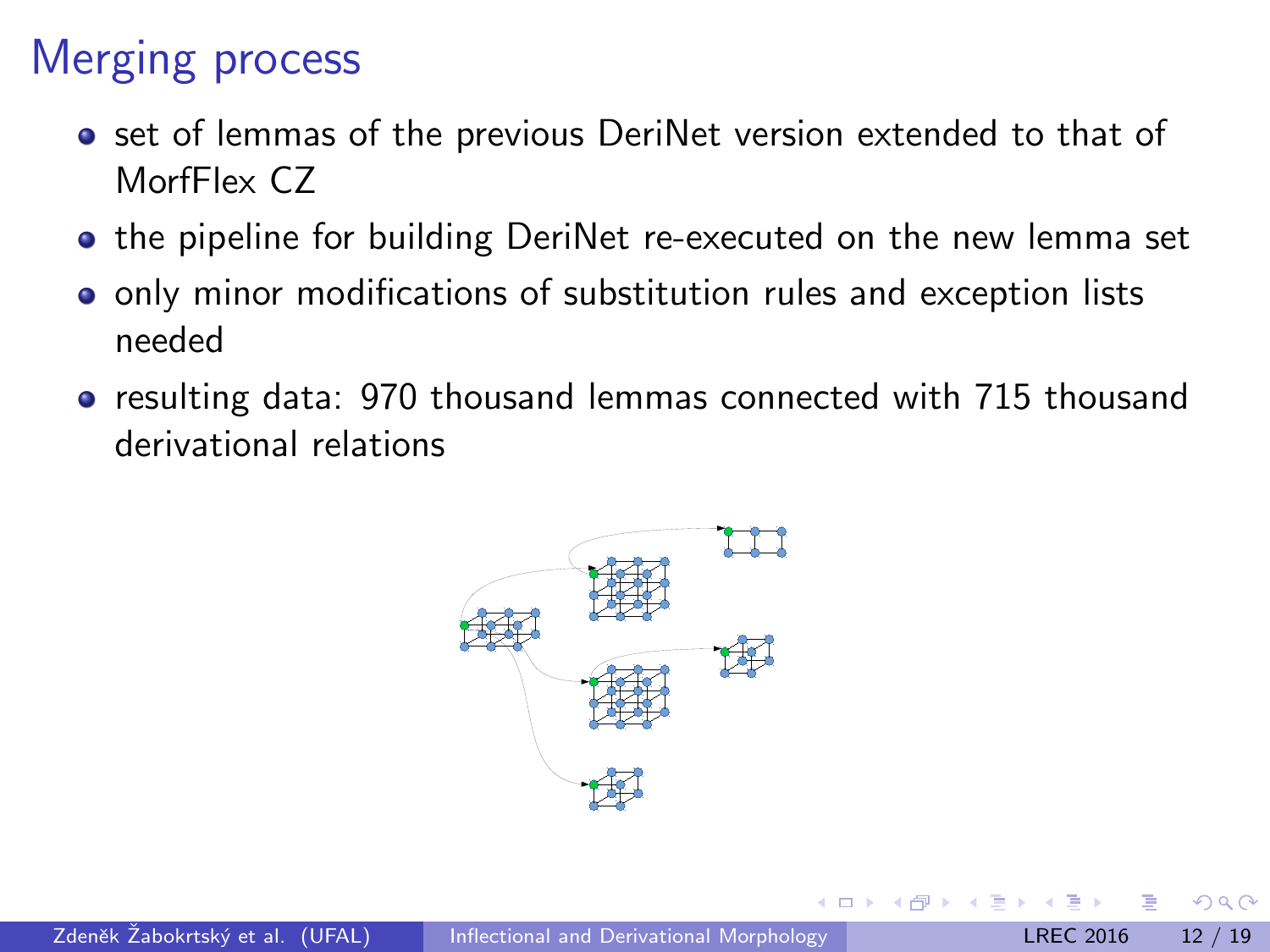# Merging process

- set of lemmas of the previous DeriNet version extended to that of MorfFlex CZ
- the pipeline for building DeriNet re-executed on the new lemma set
- only minor modifications of substitution rules and exception lists needed
- resulting data: 970 thousand lemmas connected with 715 thousand derivational relations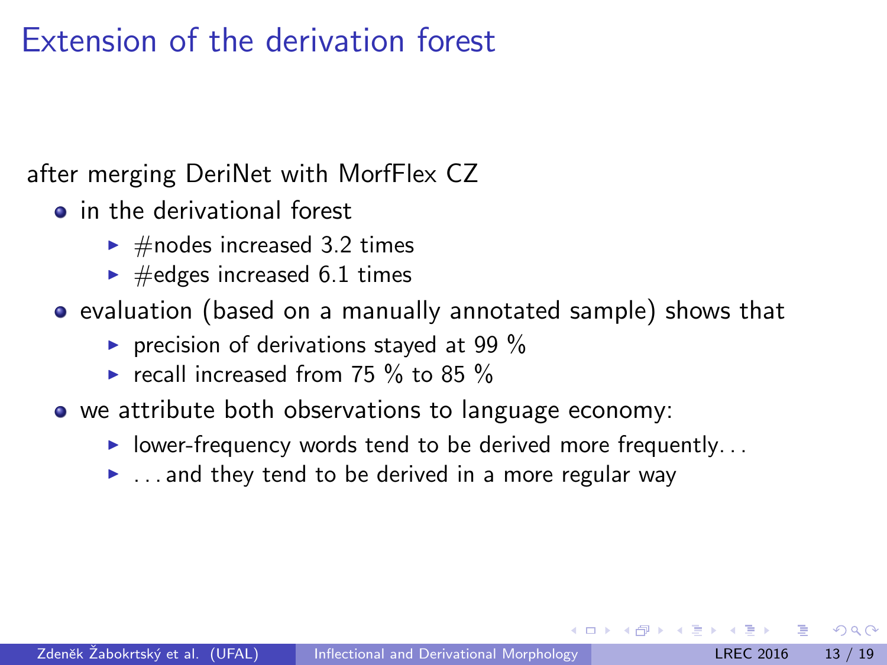# Extension of the derivation forest

after merging DeriNet with MorfFlex CZ

- in the derivational forest
  - #nodes increased 3.2 times
  - #edges increased 6.1 times
- evaluation (based on a manually annotated sample) shows that
  - precision of derivations stayed at 99 %
  - recall increased from 75 % to 85 %
- we attribute both observations to language economy:
  - lower-frequency words tend to be derived more frequently. . .
  - . . . and they tend to be derived in a more regular way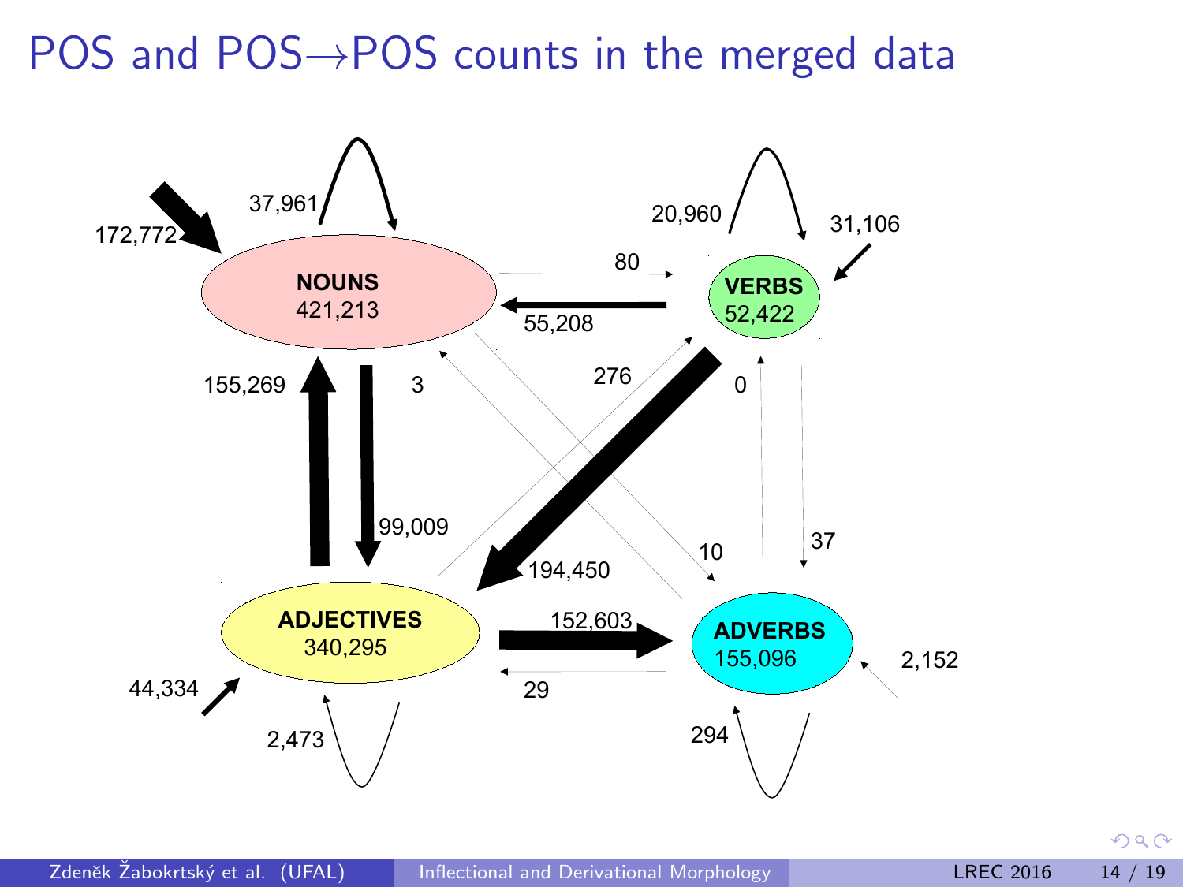# POS and POS→POS counts in the merged data

**NOUNS** 421,213

**VERBS** 52,422

**ADJECTIVES** 340,295

**ADVERBS** 155,096

| From \ To | NOUNS | VERBS | ADJECTIVES | ADVERBS |
|---|---|---|---|---|
| (incoming) | 172,772 | 31,106 | 44,334 | 2,152 |
| NOUNS | 37,961 | 80 | 99,009 | 10 |
| VERBS | 55,208 | 20,960 | 194,450 | 37 |
| ADJECTIVES | 155,269 | 276 | 2,473 | 152,603 |
| ADVERBS | 3 | 0 | 29 | 294 |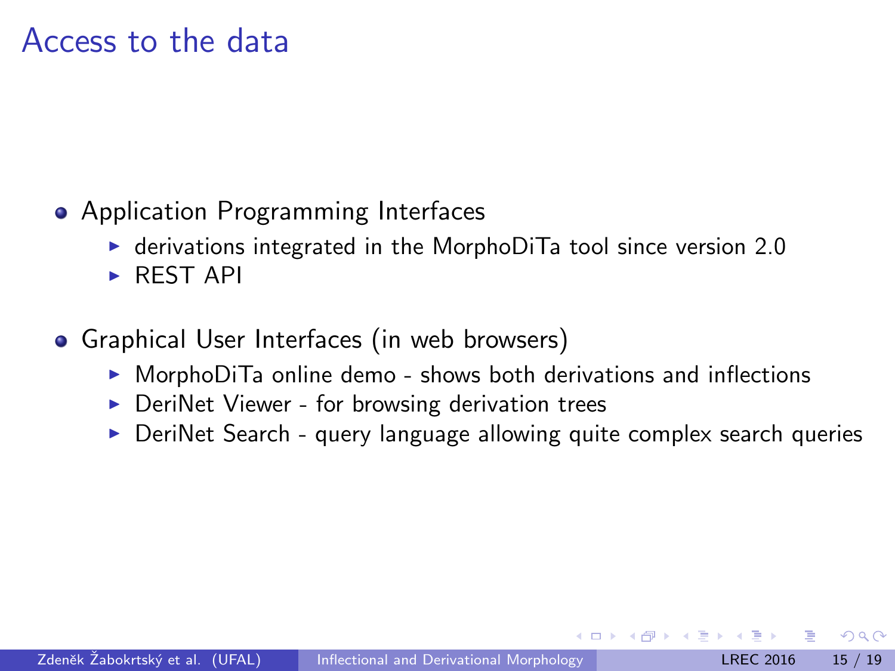# Access to the data

- Application Programming Interfaces
  - derivations integrated in the MorphoDiTa tool since version 2.0
  - REST API
- Graphical User Interfaces (in web browsers)
  - MorphoDiTa online demo - shows both derivations and inflections
  - DeriNet Viewer - for browsing derivation trees
  - DeriNet Search - query language allowing quite complex search queries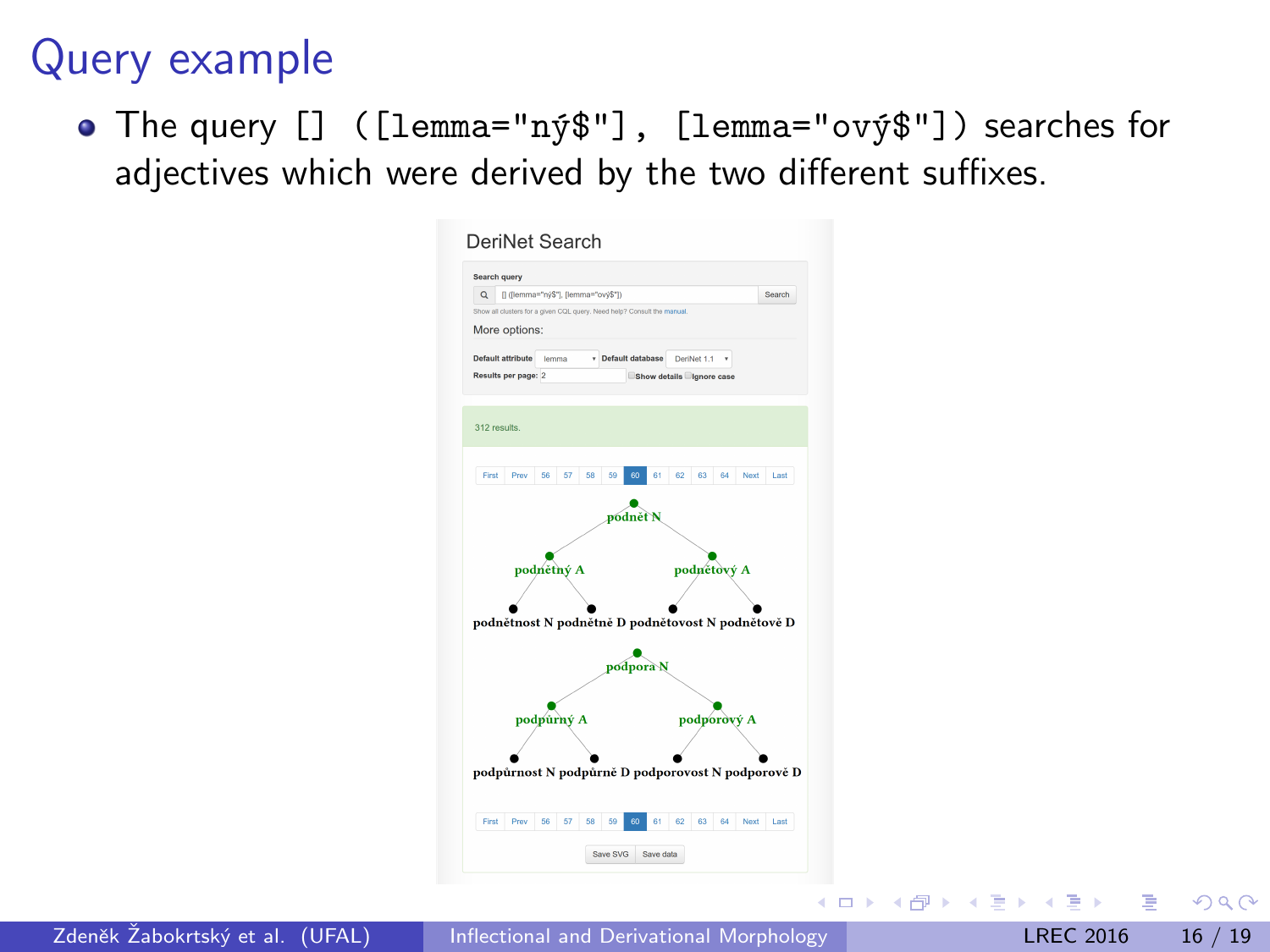# Query example

- The query `[] ([lemma="ný$"], [lemma="ový$"])` searches for adjectives which were derived by the two different suffixes.

DeriNet Search

Search query

[] ([lemma="ný$"], [lemma="ový$"]) Search

Show all clusters for a given CQL query. Need help? Consult the manual.

More options:

Default attribute: lemma | Default database: DeriNet 1.1

Results per page: 2 | Show details | Ignore case

312 results.

First Prev 56 57 58 59 60 61 62 63 64 Next Last

podnět N
- podnětný A
  - podnětnost N
  - podnětně D
- podnětový A
  - podnětovost N
  - podnětově D

podpora N
- podpůrný A
  - podpůrnost N
  - podpůrně D
- podporový A
  - podporovost N
  - podporově D

First Prev 56 57 58 59 60 61 62 63 64 Next Last

Save SVG | Save data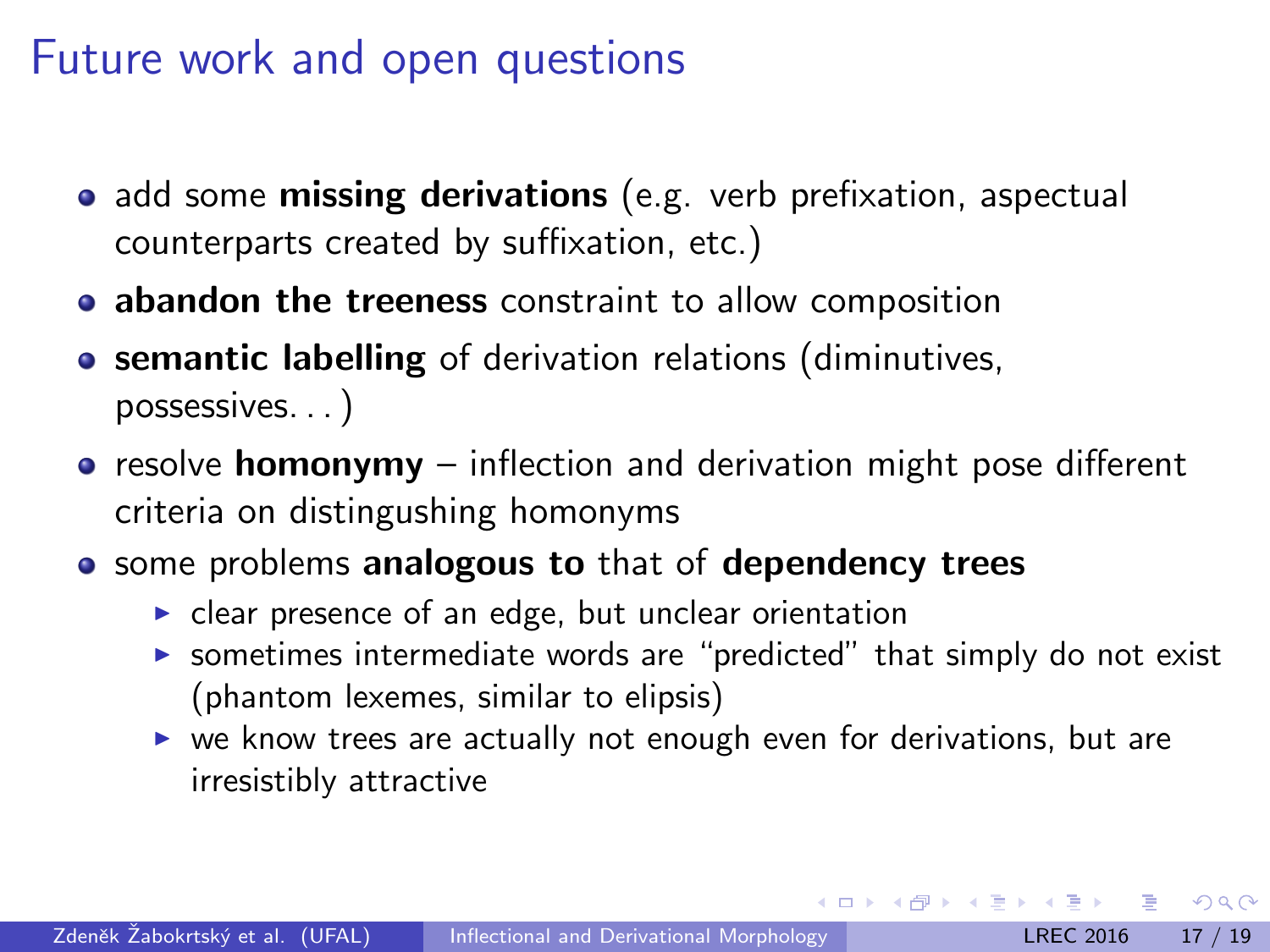# Future work and open questions

- add some **missing derivations** (e.g. verb prefixation, aspectual counterparts created by suffixation, etc.)
- **abandon the treeness** constraint to allow composition
- **semantic labelling** of derivation relations (diminutives, possessives. . . )
- resolve **homonymy** – inflection and derivation might pose different criteria on distingushing homonyms
- some problems **analogous to** that of **dependency trees**
  - clear presence of an edge, but unclear orientation
  - sometimes intermediate words are "predicted" that simply do not exist (phantom lexemes, similar to elipsis)
  - we know trees are actually not enough even for derivations, but are irresistibly attractive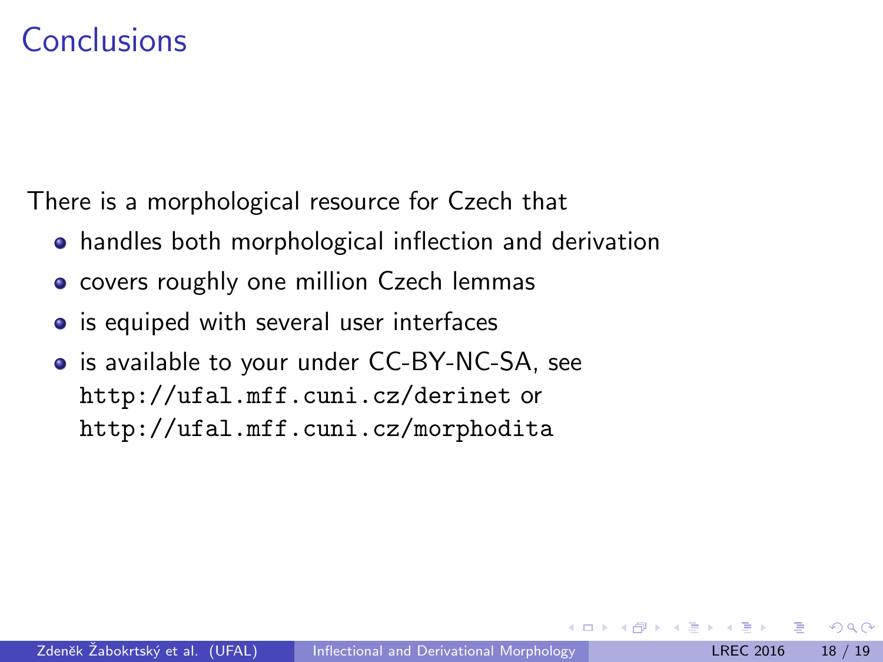# Conclusions

There is a morphological resource for Czech that

- handles both morphological inflection and derivation
- covers roughly one million Czech lemmas
- is equiped with several user interfaces
- is available to your under CC-BY-NC-SA, see `http://ufal.mff.cuni.cz/derinet` or `http://ufal.mff.cuni.cz/morphodita`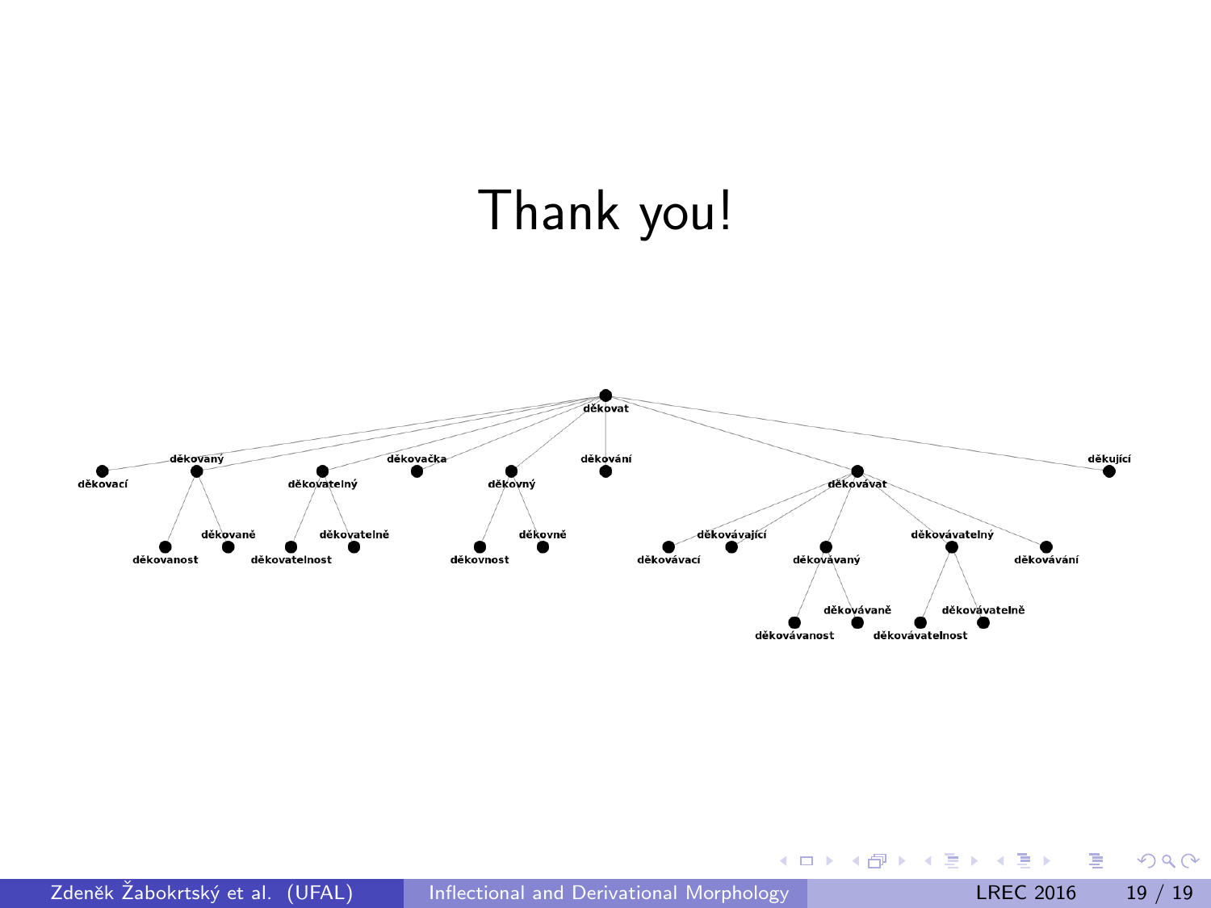# Thank you!

děkovat

děkovací

děkovaný

děkovanost

děkovaně

děkovatelný

děkovatelnost

děkovatelně

děkovačka

děkovný

děkovnost

děkovně

děkování

děkovávat

děkovávací

děkovávající

děkovávaný

děkovávanost

děkovávaně

děkovávatelný

děkovávatelnost

děkovávatelně

děkovávání

děkující